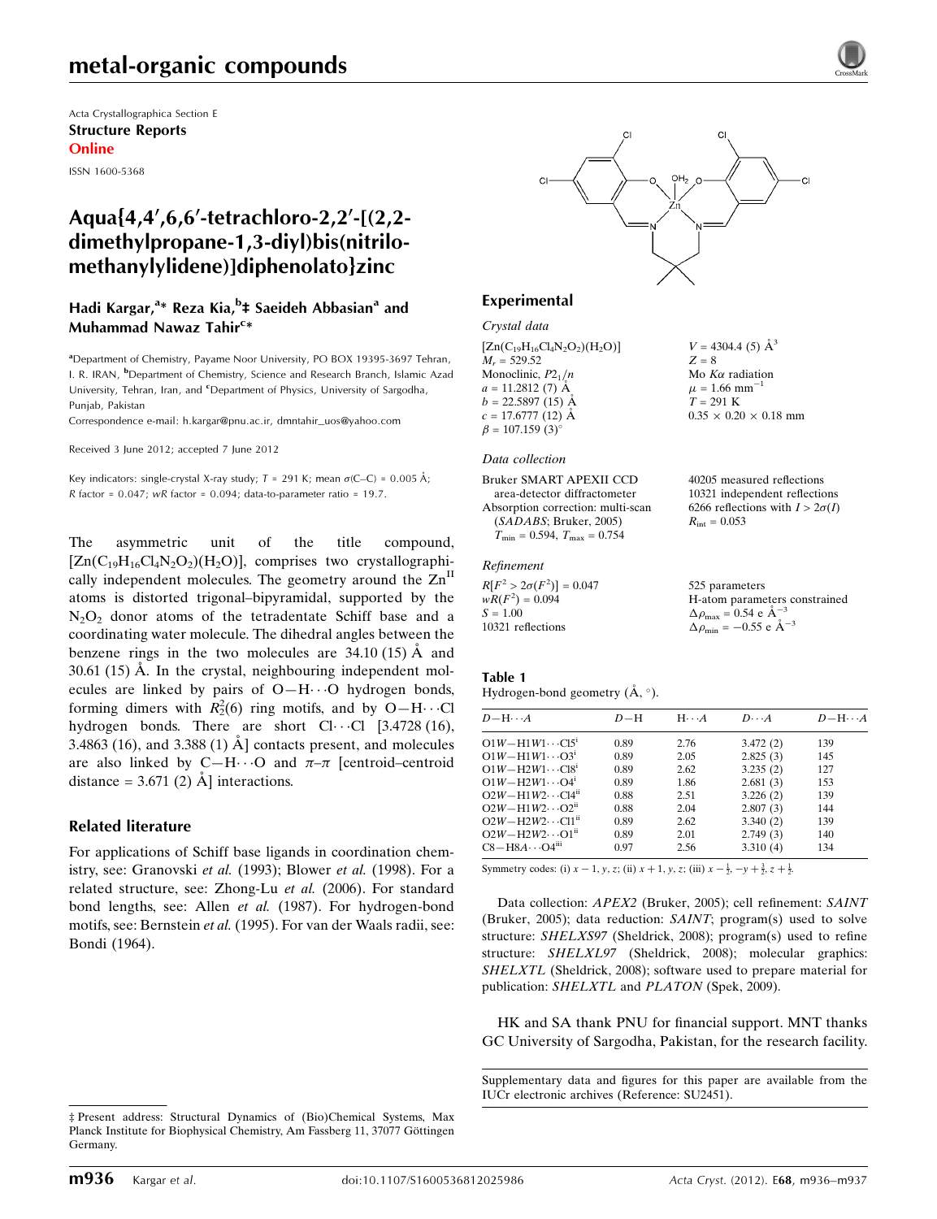metal-organic compounds

Acta Crystallographica Section E
**Structure Reports Online**

ISSN 1600-5368

# Aqua{4,4′,6,6′-tetrachloro-2,2′-[(2,2-dimethylpropane-1,3-diyl)bis(nitrilomethanylylidene)]diphenolato}zinc

**Hadi Kargar,[a]* Reza Kia,[b]‡ Saeideh Abbasian[a] and Muhammad Nawaz Tahir[c]***

[a]Department of Chemistry, Payame Noor University, PO BOX 19395-3697 Tehran, I. R. IRAN, [b]Department of Chemistry, Science and Research Branch, Islamic Azad University, Tehran, Iran, and [c]Department of Physics, University of Sargodha, Punjab, Pakistan

Correspondence e-mail: h.kargar@pnu.ac.ir, dmntahir_uos@yahoo.com

Received 3 June 2012; accepted 7 June 2012

Key indicators: single-crystal X-ray study; $T$ = 291 K; mean $\sigma$(C–C) = 0.005 Å; $R$ factor = 0.047; $wR$ factor = 0.094; data-to-parameter ratio = 19.7.

The asymmetric unit of the title compound, $[Zn(C_{19}H_{16}Cl_4N_2O_2)(H_2O)]$, comprises two crystallographically independent molecules. The geometry around the $Zn^{II}$ atoms is distorted trigonal–bipyramidal, supported by the $N_2O_2$ donor atoms of the tetradentate Schiff base and a coordinating water molecule. The dihedral angles between the benzene rings in the two molecules are 34.10 (15) Å and 30.61 (15) Å. In the crystal, neighbouring independent molecules are linked by pairs of O—H⋯O hydrogen bonds, forming dimers with $R_2^2(6)$ ring motifs, and by O—H⋯Cl hydrogen bonds. There are short Cl⋯Cl [3.4728 (16), 3.4863 (16), and 3.388 (1) Å] contacts present, and molecules are also linked by C—H⋯O and π–π [centroid–centroid distance = 3.671 (2) Å] interactions.

## Related literature

For applications of Schiff base ligands in coordination chemistry, see: Granovski *et al.* (1993); Blower *et al.* (1998). For a related structure, see: Zhong-Lu *et al.* (2006). For standard bond lengths, see: Allen *et al.* (1987). For hydrogen-bond motifs, see: Bernstein *et al.* (1995). For van der Waals radii, see: Bondi (1964).

## Experimental

### Crystal data

$[Zn(C_{19}H_{16}Cl_4N_2O_2)(H_2O)]$
$M_r$ = 529.52
Monoclinic, $P2_1/n$
$a$ = 11.2812 (7) Å
$b$ = 22.5897 (15) Å
$c$ = 17.6777 (12) Å
$\beta$ = 107.159 (3)°
$V$ = 4304.4 (5) Å$^3$
$Z$ = 8
Mo $K\alpha$ radiation
$\mu$ = 1.66 mm$^{-1}$
$T$ = 291 K
0.35 × 0.20 × 0.18 mm

### Data collection

Bruker SMART APEXII CCD area-detector diffractometer
Absorption correction: multi-scan (*SADABS*; Bruker, 2005)
$T_{min}$ = 0.594, $T_{max}$ = 0.754
40205 measured reflections
10321 independent reflections
6266 reflections with $I > 2\sigma(I)$
$R_{int}$ = 0.053

### Refinement

$R[F^2 > 2\sigma(F^2)]$ = 0.047
$wR(F^2)$ = 0.094
$S$ = 1.00
10321 reflections
525 parameters
H-atom parameters constrained
$\Delta\rho_{max}$ = 0.54 e Å$^{-3}$
$\Delta\rho_{min}$ = −0.55 e Å$^{-3}$

**Table 1**
Hydrogen-bond geometry (Å, °).

| $D$—H⋯$A$ | $D$—H | H⋯$A$ | $D$⋯$A$ | $D$—H⋯$A$ |
|---|---|---|---|---|
| O1W—H1W1⋯Cl5$^{i}$ | 0.89 | 2.76 | 3.472 (2) | 139 |
| O1W—H1W1⋯O3$^{i}$ | 0.89 | 2.05 | 2.825 (3) | 145 |
| O1W—H2W1⋯Cl8$^{i}$ | 0.89 | 2.62 | 3.235 (2) | 127 |
| O1W—H2W1⋯O4$^{i}$ | 0.89 | 1.86 | 2.681 (3) | 153 |
| O2W—H1W2⋯Cl4$^{ii}$ | 0.88 | 2.51 | 3.226 (2) | 139 |
| O2W—H1W2⋯O2$^{ii}$ | 0.88 | 2.04 | 2.807 (3) | 144 |
| O2W—H2W2⋯Cl1$^{ii}$ | 0.89 | 2.62 | 3.340 (2) | 139 |
| O2W—H2W2⋯O1$^{ii}$ | 0.89 | 2.01 | 2.749 (3) | 140 |
| C8—H8A⋯O4$^{iii}$ | 0.97 | 2.56 | 3.310 (4) | 134 |

Symmetry codes: (i) $x-1, y, z$; (ii) $x+1, y, z$; (iii) $x-\frac{1}{2}, -y+\frac{3}{2}, z+\frac{1}{2}$.

Data collection: *APEX2* (Bruker, 2005); cell refinement: *SAINT* (Bruker, 2005); data reduction: *SAINT*; program(s) used to solve structure: *SHELXS97* (Sheldrick, 2008); program(s) used to refine structure: *SHELXL97* (Sheldrick, 2008); molecular graphics: *SHELXTL* (Sheldrick, 2008); software used to prepare material for publication: *SHELXTL* and *PLATON* (Spek, 2009).

HK and SA thank PNU for financial support. MNT thanks GC University of Sargodha, Pakistan, for the research facility.

Supplementary data and figures for this paper are available from the IUCr electronic archives (Reference: SU2451).

‡ Present address: Structural Dynamics of (Bio)Chemical Systems, Max Planck Institute for Biophysical Chemistry, Am Fassberg 11, 37077 Göttingen Germany.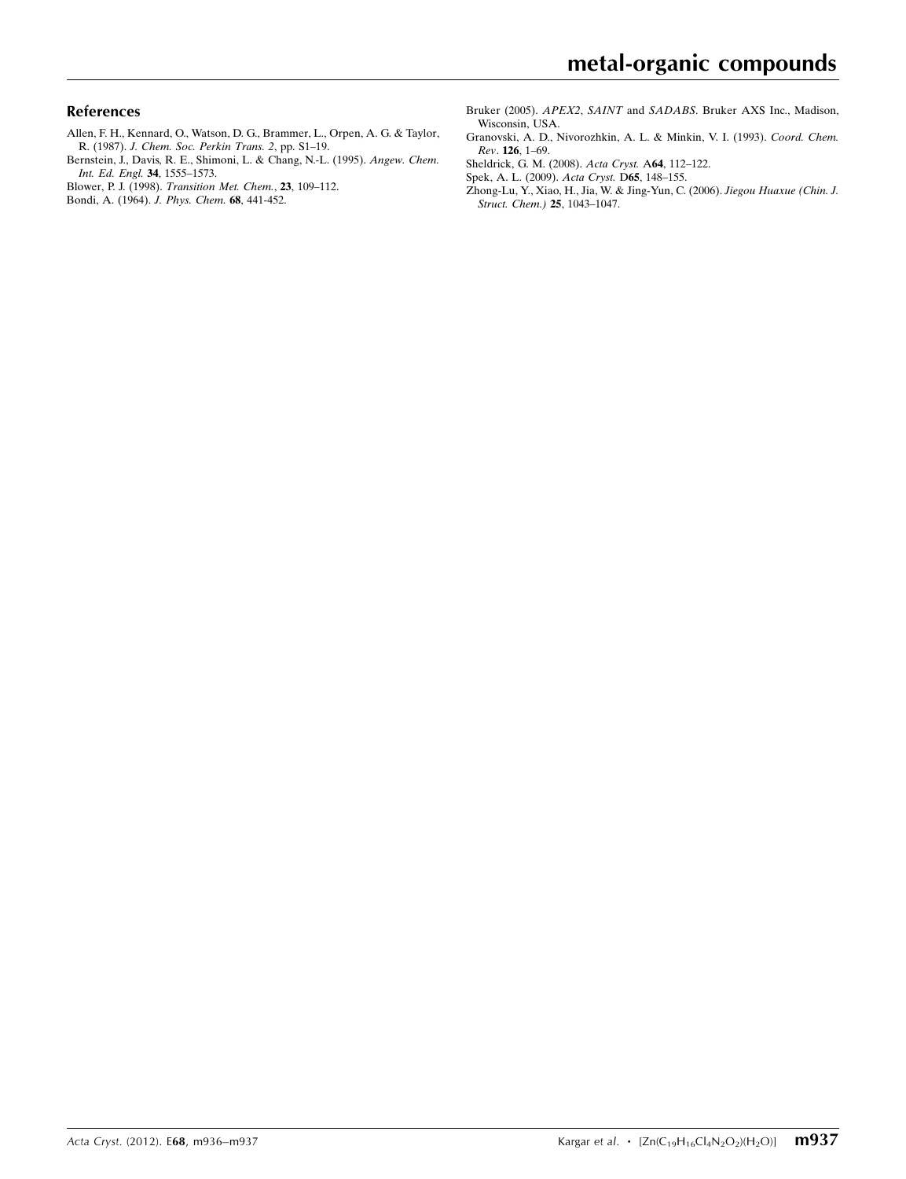## References

Allen, F. H., Kennard, O., Watson, D. G., Brammer, L., Orpen, A. G. & Taylor, R. (1987). *J. Chem. Soc. Perkin Trans. 2*, pp. S1–19.

Bernstein, J., Davis, R. E., Shimoni, L. & Chang, N.-L. (1995). *Angew. Chem. Int. Ed. Engl.* **34**, 1555–1573.

Blower, P. J. (1998). *Transition Met. Chem.*, **23**, 109–112.

Bondi, A. (1964). *J. Phys. Chem.* **68**, 441-452.

Bruker (2005). *APEX2*, *SAINT* and *SADABS*. Bruker AXS Inc., Madison, Wisconsin, USA.

Granovski, A. D., Nivorozhkin, A. L. & Minkin, V. I. (1993). *Coord. Chem. Rev*. **126**, 1–69.

Sheldrick, G. M. (2008). *Acta Cryst.* A**64**, 112–122.

Spek, A. L. (2009). *Acta Cryst.* D**65**, 148–155.

Zhong-Lu, Y., Xiao, H., Jia, W. & Jing-Yun, C. (2006). *Jiegou Huaxue (Chin. J. Struct. Chem.)* **25**, 1043–1047.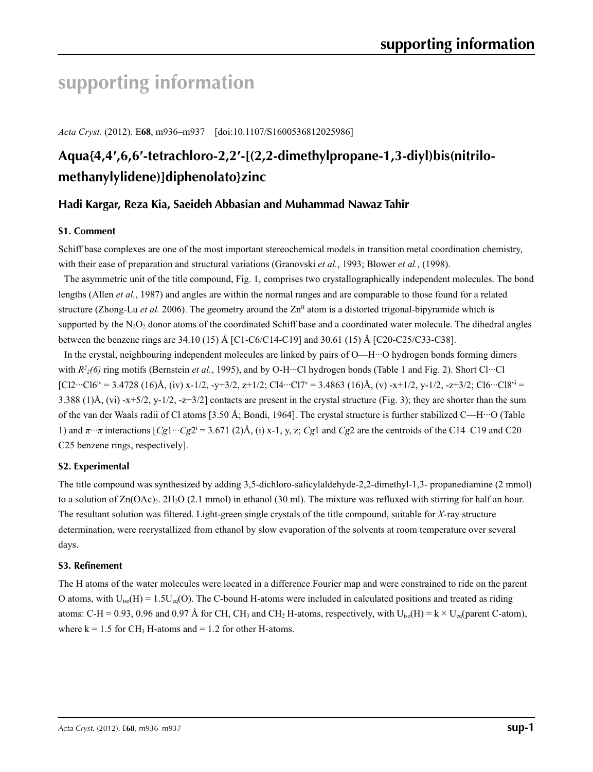# supporting information

*Acta Cryst.* (2012). E**68**, m936–m937    [doi:10.1107/S1600536812025986]

## Aqua{4,4′,6,6′-tetrachloro-2,2′-[(2,2-dimethylpropane-1,3-diyl)bis(nitrilomethanylylidene)]diphenolato}zinc

### Hadi Kargar, Reza Kia, Saeideh Abbasian and Muhammad Nawaz Tahir

#### S1. Comment

Schiff base complexes are one of the most important stereochemical models in transition metal coordination chemistry, with their ease of preparation and structural variations (Granovski *et al.*, 1993; Blower *et al.*, (1998).

The asymmetric unit of the title compound, Fig. 1, comprises two crystallographically independent molecules. The bond lengths (Allen *et al.*, 1987) and angles are within the normal ranges and are comparable to those found for a related structure (Zhong-Lu *et al.* 2006). The geometry around the $Zn^{II}$ atom is a distorted trigonal-bipyramide which is supported by the $N_2O_2$ donor atoms of the coordinated Schiff base and a coordinated water molecule. The dihedral angles between the benzene rings are 34.10 (15) Å [C1-C6/C14-C19] and 30.61 (15) Å [C20-C25/C33-C38].

In the crystal, neighbouring independent molecules are linked by pairs of O—H···O hydrogen bonds forming dimers with $R^2_2(6)$ ring motifs (Bernstein *et al.*, 1995), and by O-H···Cl hydrogen bonds (Table 1 and Fig. 2). Short Cl···Cl [Cl2···Cl6$^{iv}$ = 3.4728 (16)Å, (iv) x-1/2, -y+3/2, z+1/2; Cl4···Cl7$^{v}$ = 3.4863 (16)Å, (v) -x+1/2, y-1/2, -z+3/2; Cl6···Cl8$^{vi}$ = 3.388 (1)Å, (vi) -x+5/2, y-1/2, -z+3/2] contacts are present in the crystal structure (Fig. 3); they are shorter than the sum of the van der Waals radii of Cl atoms [3.50 Å; Bondi, 1964]. The crystal structure is further stabilized C—H···O (Table 1) and $\pi \cdots \pi$ interactions [*Cg*1···*Cg*2$^{i}$ = 3.671 (2)Å, (i) x-1, y, z; *Cg*1 and *Cg*2 are the centroids of the C14–C19 and C20–C25 benzene rings, respectively].

#### S2. Experimental

The title compound was synthesized by adding 3,5-dichloro-salicylaldehyde-2,2-dimethyl-1,3- propanediamine (2 mmol) to a solution of $Zn(OAc)_2$. $2H_2O$ (2.1 mmol) in ethanol (30 ml). The mixture was refluxed with stirring for half an hour. The resultant solution was filtered. Light-green single crystals of the title compound, suitable for *X*-ray structure determination, were recrystallized from ethanol by slow evaporation of the solvents at room temperature over several days.

#### S3. Refinement

The H atoms of the water molecules were located in a difference Fourier map and were constrained to ride on the parent O atoms, with $U_{iso}(H) = 1.5U_{eq}(O)$. The C-bound H-atoms were included in calculated positions and treated as riding atoms: C-H = 0.93, 0.96 and 0.97 Å for CH, $CH_3$ and $CH_2$ H-atoms, respectively, with $U_{iso}(H) = k \times U_{eq}$(parent C-atom), where k = 1.5 for $CH_3$ H-atoms and = 1.2 for other H-atoms.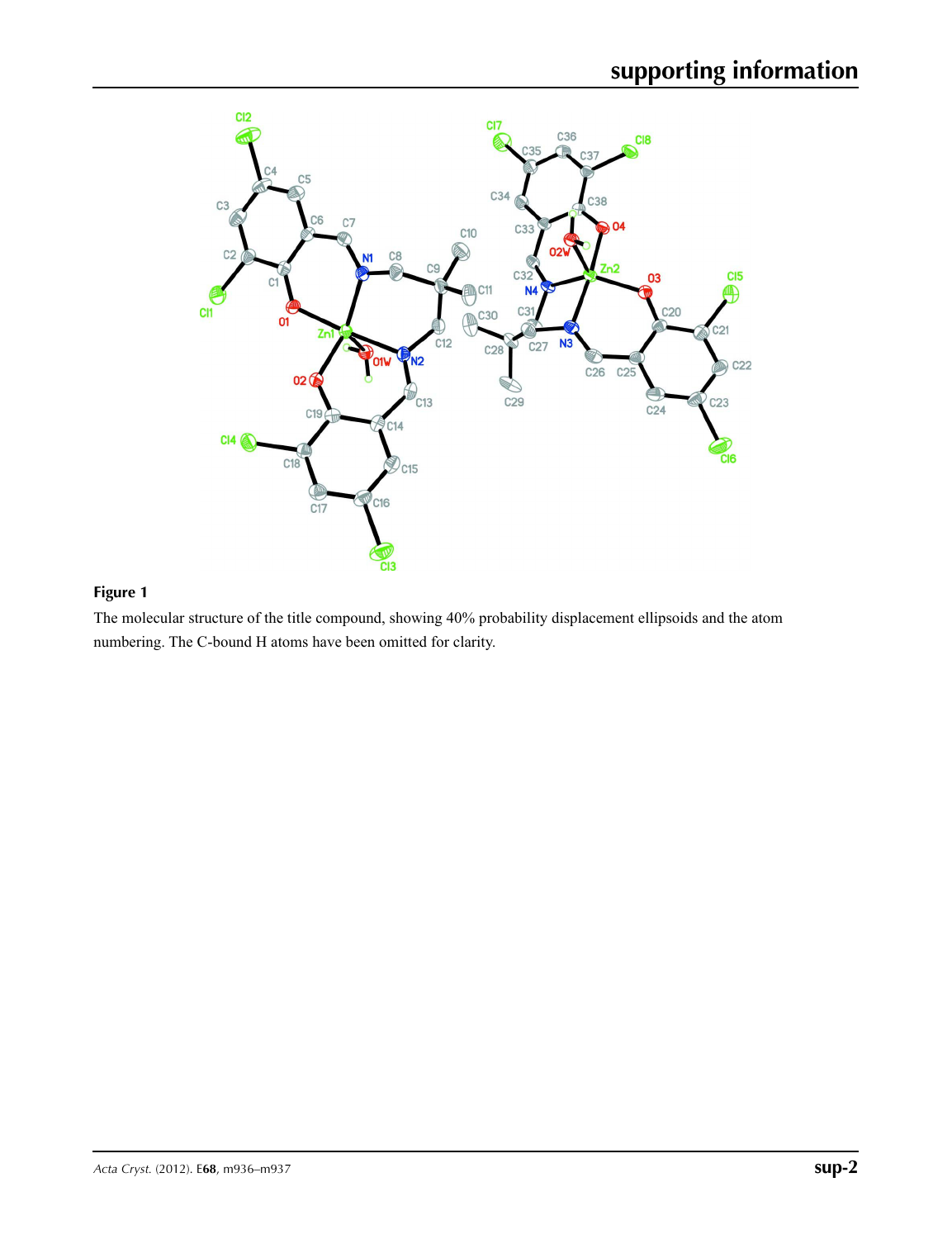**Figure 1**

The molecular structure of the title compound, showing 40% probability displacement ellipsoids and the atom numbering. The C-bound H atoms have been omitted for clarity.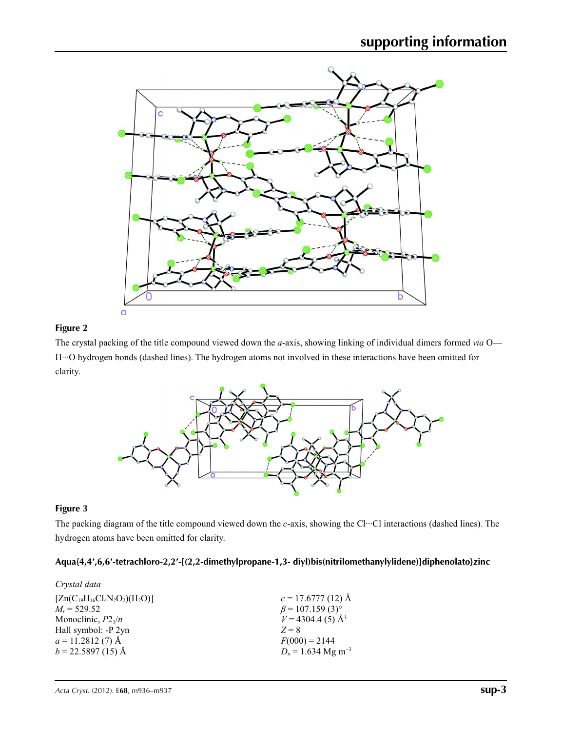**Figure 2**

The crystal packing of the title compound viewed down the *a*-axis, showing linking of individual dimers formed *via* O—H···O hydrogen bonds (dashed lines). The hydrogen atoms not involved in these interactions have been omitted for clarity.

**Figure 3**

The packing diagram of the title compound viewed down the *c*-axis, showing the Cl···Cl interactions (dashed lines). The hydrogen atoms have been omitted for clarity.

## Aqua{4,4′,6,6′-tetrachloro-2,2′-[(2,2-dimethylpropane-1,3- diyl)bis(nitrilomethanylylidene)]diphenolato}zinc

### *Crystal data*

$[Zn(C_{19}H_{16}Cl_4N_2O_2)(H_2O)]$
$M_r = 529.52$
Monoclinic, $P2_1/n$
Hall symbol: -P 2yn
$a = 11.2812$ (7) Å
$b = 22.5897$ (15) Å
$c = 17.6777$ (12) Å
$\beta = 107.159$ (3)°
$V = 4304.4$ (5) Å$^3$
$Z = 8$
$F(000) = 2144$
$D_x = 1.634$ Mg m$^{-3}$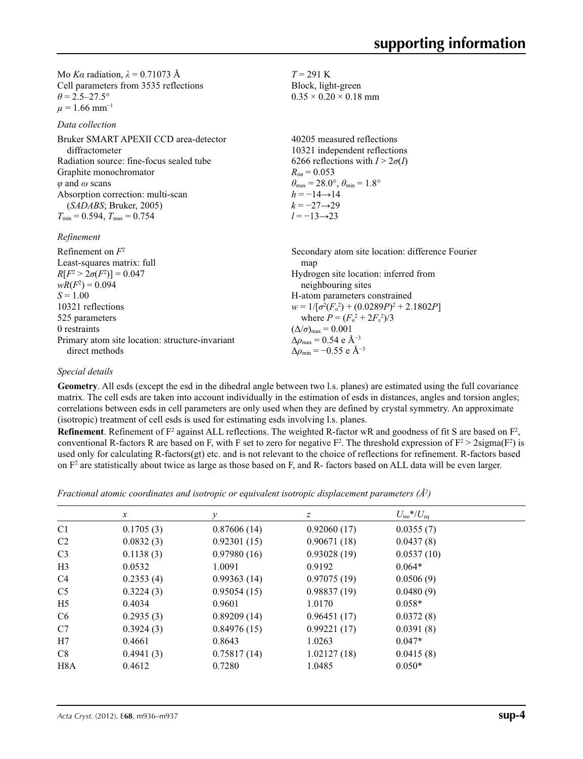Mo $K\alpha$ radiation, $\lambda = 0.71073$ Å
Cell parameters from 3535 reflections
$\theta = 2.5–27.5°$
$\mu = 1.66$ mm$^{-1}$

$T = 291$ K
Block, light-green
$0.35 \times 0.20 \times 0.18$ mm

*Data collection*

Bruker SMART APEXII CCD area-detector diffractometer
Radiation source: fine-focus sealed tube
Graphite monochromator
$\varphi$ and $\omega$ scans
Absorption correction: multi-scan (*SADABS*; Bruker, 2005)
$T_{min} = 0.594$, $T_{max} = 0.754$

40205 measured reflections
10321 independent reflections
6266 reflections with $I > 2\sigma(I)$
$R_{int} = 0.053$
$\theta_{max} = 28.0°$, $\theta_{min} = 1.8°$
$h = -14 \rightarrow 14$
$k = -27 \rightarrow 29$
$l = -13 \rightarrow 23$

*Refinement*

Refinement on $F^2$
Least-squares matrix: full
$R[F^2 > 2\sigma(F^2)] = 0.047$
$wR(F^2) = 0.094$
$S = 1.00$
10321 reflections
525 parameters
0 restraints
Primary atom site location: structure-invariant direct methods

Secondary atom site location: difference Fourier map
Hydrogen site location: inferred from neighbouring sites
H-atom parameters constrained
$w = 1/[\sigma^2(F_o^2) + (0.0289P)^2 + 2.1802P]$ where $P = (F_o^2 + 2F_c^2)/3$
$(\Delta/\sigma)_{max} = 0.001$
$\Delta\rho_{max} = 0.54$ e Å$^{-3}$
$\Delta\rho_{min} = -0.55$ e Å$^{-3}$

*Special details*

**Geometry**. All esds (except the esd in the dihedral angle between two l.s. planes) are estimated using the full covariance matrix. The cell esds are taken into account individually in the estimation of esds in distances, angles and torsion angles; correlations between esds in cell parameters are only used when they are defined by crystal symmetry. An approximate (isotropic) treatment of cell esds is used for estimating esds involving l.s. planes.

**Refinement**. Refinement of $F^2$ against ALL reflections. The weighted R-factor wR and goodness of fit S are based on $F^2$, conventional R-factors R are based on F, with F set to zero for negative $F^2$. The threshold expression of $F^2 > 2\text{sigma}(F^2)$ is used only for calculating R-factors(gt) etc. and is not relevant to the choice of reflections for refinement. R-factors based on $F^2$ are statistically about twice as large as those based on F, and R- factors based on ALL data will be even larger.

*Fractional atomic coordinates and isotropic or equivalent isotropic displacement parameters (Å$^2$)*

| | *x* | *y* | *z* | $U_{iso}$*/$U_{eq}$ |
|---|---|---|---|---|
| C1 | 0.1705 (3) | 0.87606 (14) | 0.92060 (17) | 0.0355 (7) |
| C2 | 0.0832 (3) | 0.92301 (15) | 0.90671 (18) | 0.0437 (8) |
| C3 | 0.1138 (3) | 0.97980 (16) | 0.93028 (19) | 0.0537 (10) |
| H3 | 0.0532 | 1.0091 | 0.9192 | 0.064* |
| C4 | 0.2353 (4) | 0.99363 (14) | 0.97075 (19) | 0.0506 (9) |
| C5 | 0.3224 (3) | 0.95054 (15) | 0.98837 (19) | 0.0480 (9) |
| H5 | 0.4034 | 0.9601 | 1.0170 | 0.058* |
| C6 | 0.2935 (3) | 0.89209 (14) | 0.96451 (17) | 0.0372 (8) |
| C7 | 0.3924 (3) | 0.84976 (15) | 0.99221 (17) | 0.0391 (8) |
| H7 | 0.4661 | 0.8643 | 1.0263 | 0.047* |
| C8 | 0.4941 (3) | 0.75817 (14) | 1.02127 (18) | 0.0415 (8) |
| H8A | 0.4612 | 0.7280 | 1.0485 | 0.050* |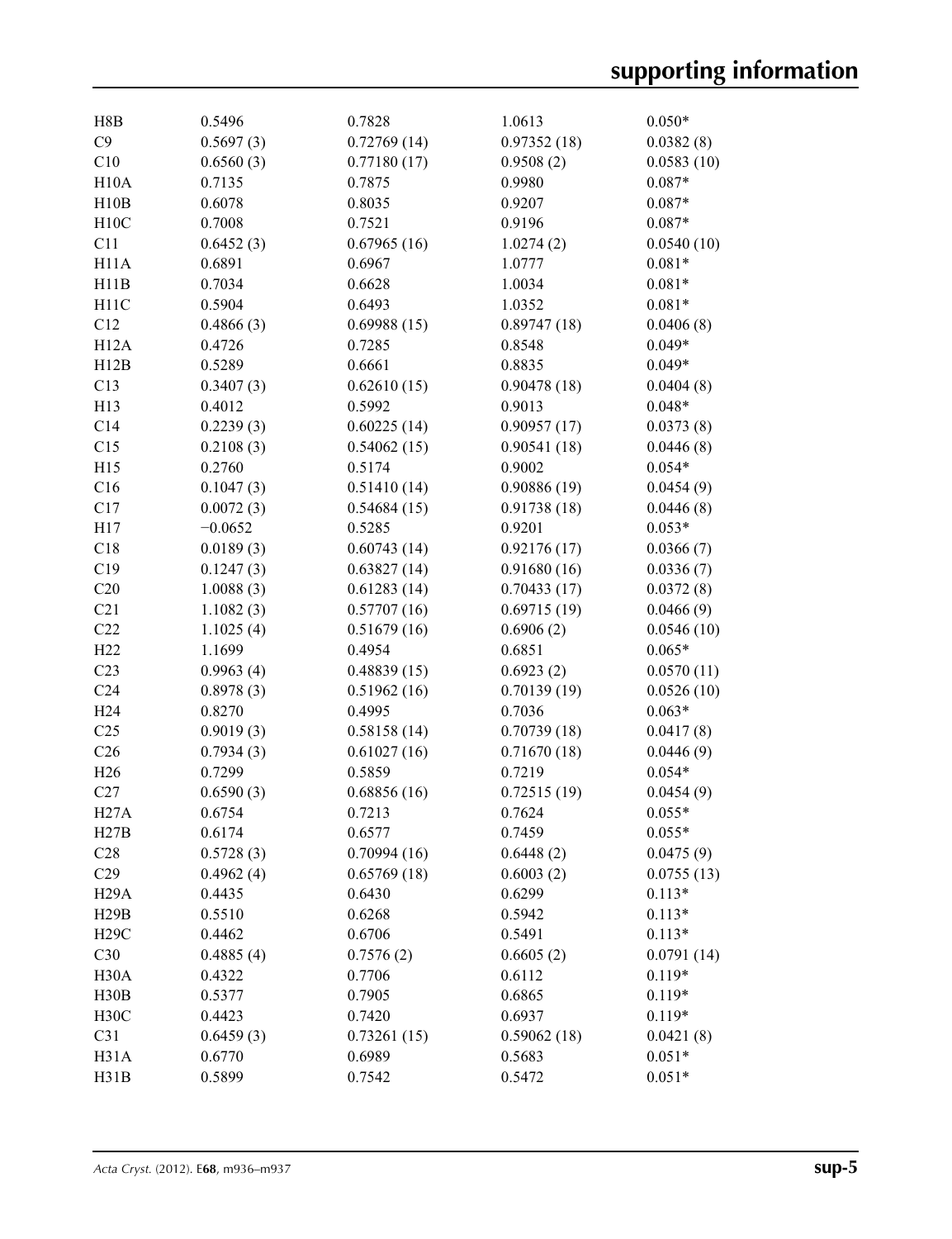| | | | | |
|---|---|---|---|---|
| H8B | 0.5496 | 0.7828 | 1.0613 | 0.050* |
| C9 | 0.5697 (3) | 0.72769 (14) | 0.97352 (18) | 0.0382 (8) |
| C10 | 0.6560 (3) | 0.77180 (17) | 0.9508 (2) | 0.0583 (10) |
| H10A | 0.7135 | 0.7875 | 0.9980 | 0.087* |
| H10B | 0.6078 | 0.8035 | 0.9207 | 0.087* |
| H10C | 0.7008 | 0.7521 | 0.9196 | 0.087* |
| C11 | 0.6452 (3) | 0.67965 (16) | 1.0274 (2) | 0.0540 (10) |
| H11A | 0.6891 | 0.6967 | 1.0777 | 0.081* |
| H11B | 0.7034 | 0.6628 | 1.0034 | 0.081* |
| H11C | 0.5904 | 0.6493 | 1.0352 | 0.081* |
| C12 | 0.4866 (3) | 0.69988 (15) | 0.89747 (18) | 0.0406 (8) |
| H12A | 0.4726 | 0.7285 | 0.8548 | 0.049* |
| H12B | 0.5289 | 0.6661 | 0.8835 | 0.049* |
| C13 | 0.3407 (3) | 0.62610 (15) | 0.90478 (18) | 0.0404 (8) |
| H13 | 0.4012 | 0.5992 | 0.9013 | 0.048* |
| C14 | 0.2239 (3) | 0.60225 (14) | 0.90957 (17) | 0.0373 (8) |
| C15 | 0.2108 (3) | 0.54062 (15) | 0.90541 (18) | 0.0446 (8) |
| H15 | 0.2760 | 0.5174 | 0.9002 | 0.054* |
| C16 | 0.1047 (3) | 0.51410 (14) | 0.90886 (19) | 0.0454 (9) |
| C17 | 0.0072 (3) | 0.54684 (15) | 0.91738 (18) | 0.0446 (8) |
| H17 | −0.0652 | 0.5285 | 0.9201 | 0.053* |
| C18 | 0.0189 (3) | 0.60743 (14) | 0.92176 (17) | 0.0366 (7) |
| C19 | 0.1247 (3) | 0.63827 (14) | 0.91680 (16) | 0.0336 (7) |
| C20 | 1.0088 (3) | 0.61283 (14) | 0.70433 (17) | 0.0372 (8) |
| C21 | 1.1082 (3) | 0.57707 (16) | 0.69715 (19) | 0.0466 (9) |
| C22 | 1.1025 (4) | 0.51679 (16) | 0.6906 (2) | 0.0546 (10) |
| H22 | 1.1699 | 0.4954 | 0.6851 | 0.065* |
| C23 | 0.9963 (4) | 0.48839 (15) | 0.6923 (2) | 0.0570 (11) |
| C24 | 0.8978 (3) | 0.51962 (16) | 0.70139 (19) | 0.0526 (10) |
| H24 | 0.8270 | 0.4995 | 0.7036 | 0.063* |
| C25 | 0.9019 (3) | 0.58158 (14) | 0.70739 (18) | 0.0417 (8) |
| C26 | 0.7934 (3) | 0.61027 (16) | 0.71670 (18) | 0.0446 (9) |
| H26 | 0.7299 | 0.5859 | 0.7219 | 0.054* |
| C27 | 0.6590 (3) | 0.68856 (16) | 0.72515 (19) | 0.0454 (9) |
| H27A | 0.6754 | 0.7213 | 0.7624 | 0.055* |
| H27B | 0.6174 | 0.6577 | 0.7459 | 0.055* |
| C28 | 0.5728 (3) | 0.70994 (16) | 0.6448 (2) | 0.0475 (9) |
| C29 | 0.4962 (4) | 0.65769 (18) | 0.6003 (2) | 0.0755 (13) |
| H29A | 0.4435 | 0.6430 | 0.6299 | 0.113* |
| H29B | 0.5510 | 0.6268 | 0.5942 | 0.113* |
| H29C | 0.4462 | 0.6706 | 0.5491 | 0.113* |
| C30 | 0.4885 (4) | 0.7576 (2) | 0.6605 (2) | 0.0791 (14) |
| H30A | 0.4322 | 0.7706 | 0.6112 | 0.119* |
| H30B | 0.5377 | 0.7905 | 0.6865 | 0.119* |
| H30C | 0.4423 | 0.7420 | 0.6937 | 0.119* |
| C31 | 0.6459 (3) | 0.73261 (15) | 0.59062 (18) | 0.0421 (8) |
| H31A | 0.6770 | 0.6989 | 0.5683 | 0.051* |
| H31B | 0.5899 | 0.7542 | 0.5472 | 0.051* |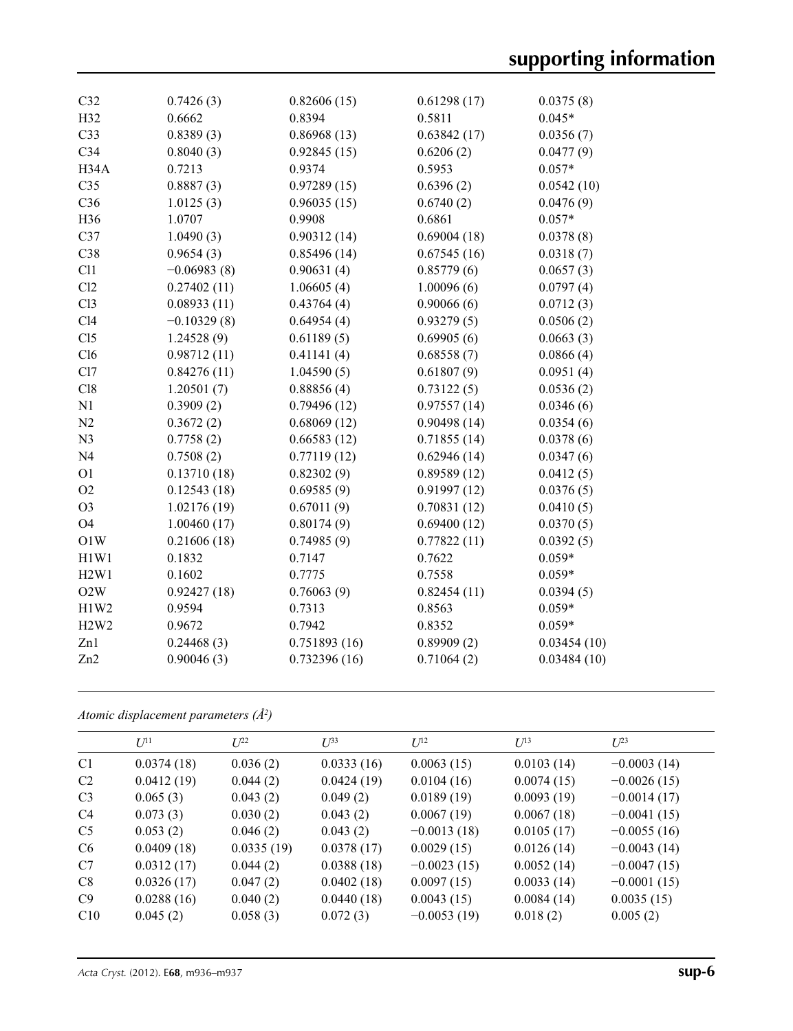| | | | | |
|---|---|---|---|---|
| C32 | 0.7426 (3) | 0.82606 (15) | 0.61298 (17) | 0.0375 (8) |
| H32 | 0.6662 | 0.8394 | 0.5811 | 0.045* |
| C33 | 0.8389 (3) | 0.86968 (13) | 0.63842 (17) | 0.0356 (7) |
| C34 | 0.8040 (3) | 0.92845 (15) | 0.6206 (2) | 0.0477 (9) |
| H34A | 0.7213 | 0.9374 | 0.5953 | 0.057* |
| C35 | 0.8887 (3) | 0.97289 (15) | 0.6396 (2) | 0.0542 (10) |
| C36 | 1.0125 (3) | 0.96035 (15) | 0.6740 (2) | 0.0476 (9) |
| H36 | 1.0707 | 0.9908 | 0.6861 | 0.057* |
| C37 | 1.0490 (3) | 0.90312 (14) | 0.69004 (18) | 0.0378 (8) |
| C38 | 0.9654 (3) | 0.85496 (14) | 0.67545 (16) | 0.0318 (7) |
| Cl1 | −0.06983 (8) | 0.90631 (4) | 0.85779 (6) | 0.0657 (3) |
| Cl2 | 0.27402 (11) | 1.06605 (4) | 1.00096 (6) | 0.0797 (4) |
| Cl3 | 0.08933 (11) | 0.43764 (4) | 0.90066 (6) | 0.0712 (3) |
| Cl4 | −0.10329 (8) | 0.64954 (4) | 0.93279 (5) | 0.0506 (2) |
| Cl5 | 1.24528 (9) | 0.61189 (5) | 0.69905 (6) | 0.0663 (3) |
| Cl6 | 0.98712 (11) | 0.41141 (4) | 0.68558 (7) | 0.0866 (4) |
| Cl7 | 0.84276 (11) | 1.04590 (5) | 0.61807 (9) | 0.0951 (4) |
| Cl8 | 1.20501 (7) | 0.88856 (4) | 0.73122 (5) | 0.0536 (2) |
| N1 | 0.3909 (2) | 0.79496 (12) | 0.97557 (14) | 0.0346 (6) |
| N2 | 0.3672 (2) | 0.68069 (12) | 0.90498 (14) | 0.0354 (6) |
| N3 | 0.7758 (2) | 0.66583 (12) | 0.71855 (14) | 0.0378 (6) |
| N4 | 0.7508 (2) | 0.77119 (12) | 0.62946 (14) | 0.0347 (6) |
| O1 | 0.13710 (18) | 0.82302 (9) | 0.89589 (12) | 0.0412 (5) |
| O2 | 0.12543 (18) | 0.69585 (9) | 0.91997 (12) | 0.0376 (5) |
| O3 | 1.02176 (19) | 0.67011 (9) | 0.70831 (12) | 0.0410 (5) |
| O4 | 1.00460 (17) | 0.80174 (9) | 0.69400 (12) | 0.0370 (5) |
| O1W | 0.21606 (18) | 0.74985 (9) | 0.77822 (11) | 0.0392 (5) |
| H1W1 | 0.1832 | 0.7147 | 0.7622 | 0.059* |
| H2W1 | 0.1602 | 0.7775 | 0.7558 | 0.059* |
| O2W | 0.92427 (18) | 0.76063 (9) | 0.82454 (11) | 0.0394 (5) |
| H1W2 | 0.9594 | 0.7313 | 0.8563 | 0.059* |
| H2W2 | 0.9672 | 0.7942 | 0.8352 | 0.059* |
| Zn1 | 0.24468 (3) | 0.751893 (16) | 0.89909 (2) | 0.03454 (10) |
| Zn2 | 0.90046 (3) | 0.732396 (16) | 0.71064 (2) | 0.03484 (10) |

*Atomic displacement parameters (Å²)*

| | $U^{11}$ | $U^{22}$ | $U^{33}$ | $U^{12}$ | $U^{13}$ | $U^{23}$ |
|---|---|---|---|---|---|---|
| C1 | 0.0374 (18) | 0.036 (2) | 0.0333 (16) | 0.0063 (15) | 0.0103 (14) | −0.0003 (14) |
| C2 | 0.0412 (19) | 0.044 (2) | 0.0424 (19) | 0.0104 (16) | 0.0074 (15) | −0.0026 (15) |
| C3 | 0.065 (3) | 0.043 (2) | 0.049 (2) | 0.0189 (19) | 0.0093 (19) | −0.0014 (17) |
| C4 | 0.073 (3) | 0.030 (2) | 0.043 (2) | 0.0067 (19) | 0.0067 (18) | −0.0041 (15) |
| C5 | 0.053 (2) | 0.046 (2) | 0.043 (2) | −0.0013 (18) | 0.0105 (17) | −0.0055 (16) |
| C6 | 0.0409 (18) | 0.0335 (19) | 0.0378 (17) | 0.0029 (15) | 0.0126 (14) | −0.0043 (14) |
| C7 | 0.0312 (17) | 0.044 (2) | 0.0388 (18) | −0.0023 (15) | 0.0052 (14) | −0.0047 (15) |
| C8 | 0.0326 (17) | 0.047 (2) | 0.0402 (18) | 0.0097 (15) | 0.0033 (14) | −0.0001 (15) |
| C9 | 0.0288 (16) | 0.040 (2) | 0.0440 (18) | 0.0043 (15) | 0.0084 (14) | 0.0035 (15) |
| C10 | 0.045 (2) | 0.058 (3) | 0.072 (3) | −0.0053 (19) | 0.018 (2) | 0.005 (2) |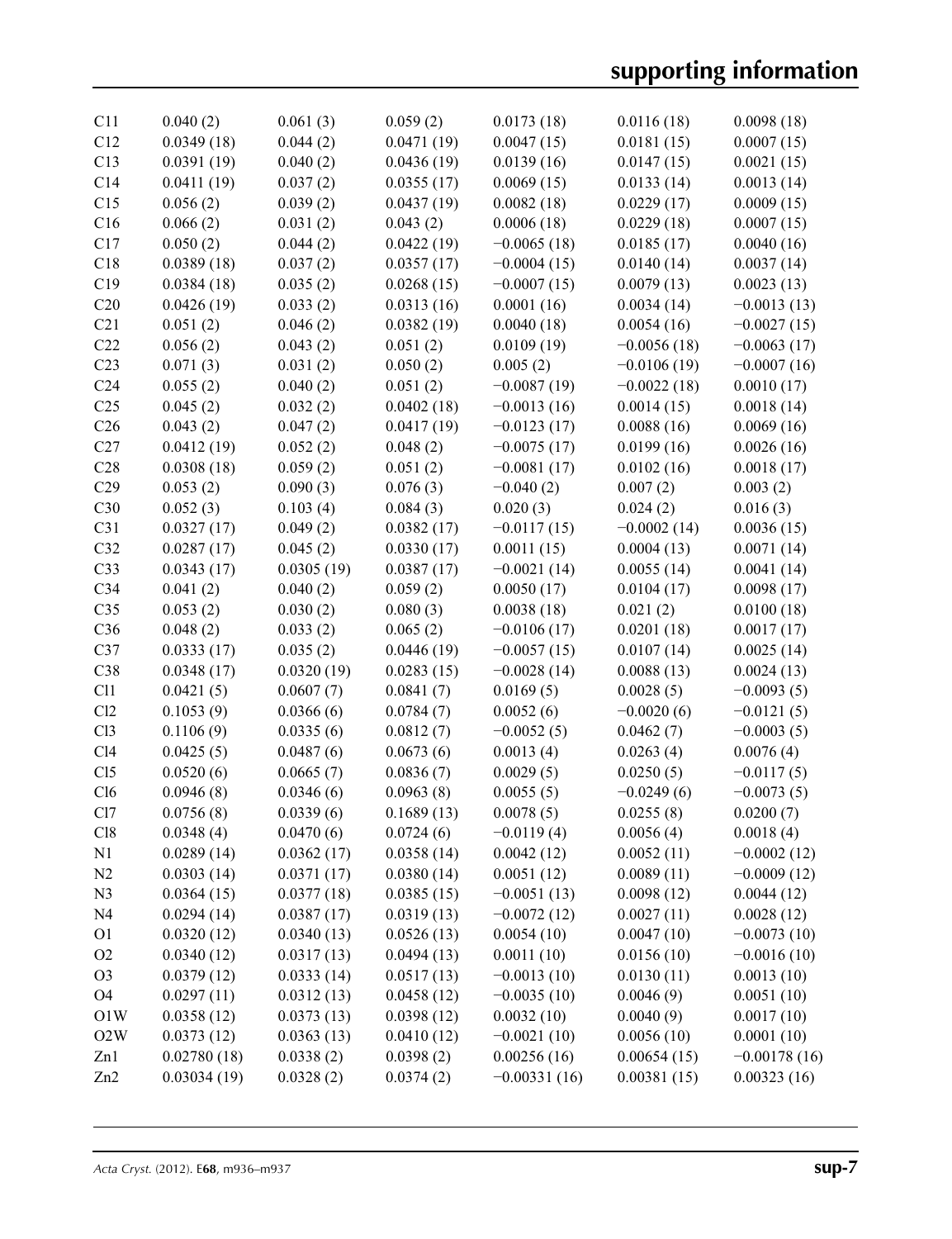| | | | | | | |
|---|---|---|---|---|---|---|
| C11 | 0.040 (2) | 0.061 (3) | 0.059 (2) | 0.0173 (18) | 0.0116 (18) | 0.0098 (18) |
| C12 | 0.0349 (18) | 0.044 (2) | 0.0471 (19) | 0.0047 (15) | 0.0181 (15) | 0.0007 (15) |
| C13 | 0.0391 (19) | 0.040 (2) | 0.0436 (19) | 0.0139 (16) | 0.0147 (15) | 0.0021 (15) |
| C14 | 0.0411 (19) | 0.037 (2) | 0.0355 (17) | 0.0069 (15) | 0.0133 (14) | 0.0013 (14) |
| C15 | 0.056 (2) | 0.039 (2) | 0.0437 (19) | 0.0082 (18) | 0.0229 (17) | 0.0009 (15) |
| C16 | 0.066 (2) | 0.031 (2) | 0.043 (2) | 0.0006 (18) | 0.0229 (18) | 0.0007 (15) |
| C17 | 0.050 (2) | 0.044 (2) | 0.0422 (19) | −0.0065 (18) | 0.0185 (17) | 0.0040 (16) |
| C18 | 0.0389 (18) | 0.037 (2) | 0.0357 (17) | −0.0004 (15) | 0.0140 (14) | 0.0037 (14) |
| C19 | 0.0384 (18) | 0.035 (2) | 0.0268 (15) | −0.0007 (15) | 0.0079 (13) | 0.0023 (13) |
| C20 | 0.0426 (19) | 0.033 (2) | 0.0313 (16) | 0.0001 (16) | 0.0034 (14) | −0.0013 (13) |
| C21 | 0.051 (2) | 0.046 (2) | 0.0382 (19) | 0.0040 (18) | 0.0054 (16) | −0.0027 (15) |
| C22 | 0.056 (2) | 0.043 (2) | 0.051 (2) | 0.0109 (19) | −0.0056 (18) | −0.0063 (17) |
| C23 | 0.071 (3) | 0.031 (2) | 0.050 (2) | 0.005 (2) | −0.0106 (19) | −0.0007 (16) |
| C24 | 0.055 (2) | 0.040 (2) | 0.051 (2) | −0.0087 (19) | −0.0022 (18) | 0.0010 (17) |
| C25 | 0.045 (2) | 0.032 (2) | 0.0402 (18) | −0.0013 (16) | 0.0014 (15) | 0.0018 (14) |
| C26 | 0.043 (2) | 0.047 (2) | 0.0417 (19) | −0.0123 (17) | 0.0088 (16) | 0.0069 (16) |
| C27 | 0.0412 (19) | 0.052 (2) | 0.048 (2) | −0.0075 (17) | 0.0199 (16) | 0.0026 (16) |
| C28 | 0.0308 (18) | 0.059 (2) | 0.051 (2) | −0.0081 (17) | 0.0102 (16) | 0.0018 (17) |
| C29 | 0.053 (2) | 0.090 (3) | 0.076 (3) | −0.040 (2) | 0.007 (2) | 0.003 (2) |
| C30 | 0.052 (3) | 0.103 (4) | 0.084 (3) | 0.020 (3) | 0.024 (2) | 0.016 (3) |
| C31 | 0.0327 (17) | 0.049 (2) | 0.0382 (17) | −0.0117 (15) | −0.0002 (14) | 0.0036 (15) |
| C32 | 0.0287 (17) | 0.045 (2) | 0.0330 (17) | 0.0011 (15) | 0.0004 (13) | 0.0071 (14) |
| C33 | 0.0343 (17) | 0.0305 (19) | 0.0387 (17) | −0.0021 (14) | 0.0055 (14) | 0.0041 (14) |
| C34 | 0.041 (2) | 0.040 (2) | 0.059 (2) | 0.0050 (17) | 0.0104 (17) | 0.0098 (17) |
| C35 | 0.053 (2) | 0.030 (2) | 0.080 (3) | 0.0038 (18) | 0.021 (2) | 0.0100 (18) |
| C36 | 0.048 (2) | 0.033 (2) | 0.065 (2) | −0.0106 (17) | 0.0201 (18) | 0.0017 (17) |
| C37 | 0.0333 (17) | 0.035 (2) | 0.0446 (19) | −0.0057 (15) | 0.0107 (14) | 0.0025 (14) |
| C38 | 0.0348 (17) | 0.0320 (19) | 0.0283 (15) | −0.0028 (14) | 0.0088 (13) | 0.0024 (13) |
| Cl1 | 0.0421 (5) | 0.0607 (7) | 0.0841 (7) | 0.0169 (5) | 0.0028 (5) | −0.0093 (5) |
| Cl2 | 0.1053 (9) | 0.0366 (6) | 0.0784 (7) | 0.0052 (6) | −0.0020 (6) | −0.0121 (5) |
| Cl3 | 0.1106 (9) | 0.0335 (6) | 0.0812 (7) | −0.0052 (5) | 0.0462 (7) | −0.0003 (5) |
| Cl4 | 0.0425 (5) | 0.0487 (6) | 0.0673 (6) | 0.0013 (4) | 0.0263 (4) | 0.0076 (4) |
| Cl5 | 0.0520 (6) | 0.0665 (7) | 0.0836 (7) | 0.0029 (5) | 0.0250 (5) | −0.0117 (5) |
| Cl6 | 0.0946 (8) | 0.0346 (6) | 0.0963 (8) | 0.0055 (5) | −0.0249 (6) | −0.0073 (5) |
| Cl7 | 0.0756 (8) | 0.0339 (6) | 0.1689 (13) | 0.0078 (5) | 0.0255 (8) | 0.0200 (7) |
| Cl8 | 0.0348 (4) | 0.0470 (6) | 0.0724 (6) | −0.0119 (4) | 0.0056 (4) | 0.0018 (4) |
| N1 | 0.0289 (14) | 0.0362 (17) | 0.0358 (14) | 0.0042 (12) | 0.0052 (11) | −0.0002 (12) |
| N2 | 0.0303 (14) | 0.0371 (17) | 0.0380 (14) | 0.0051 (12) | 0.0089 (11) | −0.0009 (12) |
| N3 | 0.0364 (15) | 0.0377 (18) | 0.0385 (15) | −0.0051 (13) | 0.0098 (12) | 0.0044 (12) |
| N4 | 0.0294 (14) | 0.0387 (17) | 0.0319 (13) | −0.0072 (12) | 0.0027 (11) | 0.0028 (12) |
| O1 | 0.0320 (12) | 0.0340 (13) | 0.0526 (13) | 0.0054 (10) | 0.0047 (10) | −0.0073 (10) |
| O2 | 0.0340 (12) | 0.0317 (13) | 0.0494 (13) | 0.0011 (10) | 0.0156 (10) | −0.0016 (10) |
| O3 | 0.0379 (12) | 0.0333 (14) | 0.0517 (13) | −0.0013 (10) | 0.0130 (11) | 0.0013 (10) |
| O4 | 0.0297 (11) | 0.0312 (13) | 0.0458 (12) | −0.0035 (10) | 0.0046 (9) | 0.0051 (10) |
| O1W | 0.0358 (12) | 0.0373 (13) | 0.0398 (12) | 0.0032 (10) | 0.0040 (9) | 0.0017 (10) |
| O2W | 0.0373 (12) | 0.0363 (13) | 0.0410 (12) | −0.0021 (10) | 0.0056 (10) | 0.0001 (10) |
| Zn1 | 0.02780 (18) | 0.0338 (2) | 0.0398 (2) | 0.00256 (16) | 0.00654 (15) | −0.00178 (16) |
| Zn2 | 0.03034 (19) | 0.0328 (2) | 0.0374 (2) | −0.00331 (16) | 0.00381 (15) | 0.00323 (16) |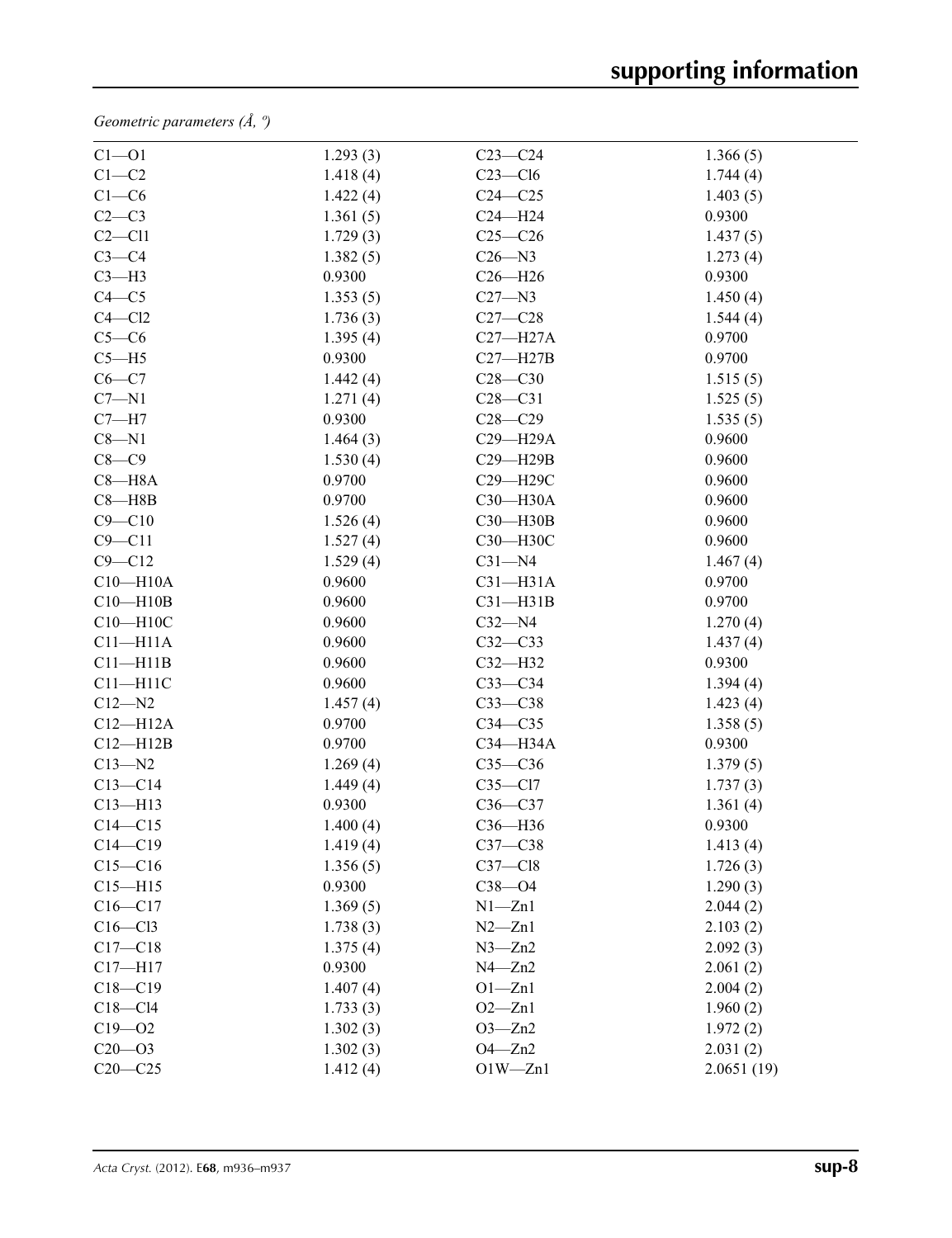*Geometric parameters (Å, º)*

| | | | |
|---|---|---|---|
| C1—O1 | 1.293 (3) | C23—C24 | 1.366 (5) |
| C1—C2 | 1.418 (4) | C23—Cl6 | 1.744 (4) |
| C1—C6 | 1.422 (4) | C24—C25 | 1.403 (5) |
| C2—C3 | 1.361 (5) | C24—H24 | 0.9300 |
| C2—Cl1 | 1.729 (3) | C25—C26 | 1.437 (5) |
| C3—C4 | 1.382 (5) | C26—N3 | 1.273 (4) |
| C3—H3 | 0.9300 | C26—H26 | 0.9300 |
| C4—C5 | 1.353 (5) | C27—N3 | 1.450 (4) |
| C4—Cl2 | 1.736 (3) | C27—C28 | 1.544 (4) |
| C5—C6 | 1.395 (4) | C27—H27A | 0.9700 |
| C5—H5 | 0.9300 | C27—H27B | 0.9700 |
| C6—C7 | 1.442 (4) | C28—C30 | 1.515 (5) |
| C7—N1 | 1.271 (4) | C28—C31 | 1.525 (5) |
| C7—H7 | 0.9300 | C28—C29 | 1.535 (5) |
| C8—N1 | 1.464 (3) | C29—H29A | 0.9600 |
| C8—C9 | 1.530 (4) | C29—H29B | 0.9600 |
| C8—H8A | 0.9700 | C29—H29C | 0.9600 |
| C8—H8B | 0.9700 | C30—H30A | 0.9600 |
| C9—C10 | 1.526 (4) | C30—H30B | 0.9600 |
| C9—C11 | 1.527 (4) | C30—H30C | 0.9600 |
| C9—C12 | 1.529 (4) | C31—N4 | 1.467 (4) |
| C10—H10A | 0.9600 | C31—H31A | 0.9700 |
| C10—H10B | 0.9600 | C31—H31B | 0.9700 |
| C10—H10C | 0.9600 | C32—N4 | 1.270 (4) |
| C11—H11A | 0.9600 | C32—C33 | 1.437 (4) |
| C11—H11B | 0.9600 | C32—H32 | 0.9300 |
| C11—H11C | 0.9600 | C33—C34 | 1.394 (4) |
| C12—N2 | 1.457 (4) | C33—C38 | 1.423 (4) |
| C12—H12A | 0.9700 | C34—C35 | 1.358 (5) |
| C12—H12B | 0.9700 | C34—H34A | 0.9300 |
| C13—N2 | 1.269 (4) | C35—C36 | 1.379 (5) |
| C13—C14 | 1.449 (4) | C35—Cl7 | 1.737 (3) |
| C13—H13 | 0.9300 | C36—C37 | 1.361 (4) |
| C14—C15 | 1.400 (4) | C36—H36 | 0.9300 |
| C14—C19 | 1.419 (4) | C37—C38 | 1.413 (4) |
| C15—C16 | 1.356 (5) | C37—Cl8 | 1.726 (3) |
| C15—H15 | 0.9300 | C38—O4 | 1.290 (3) |
| C16—C17 | 1.369 (5) | N1—Zn1 | 2.044 (2) |
| C16—Cl3 | 1.738 (3) | N2—Zn1 | 2.103 (2) |
| C17—C18 | 1.375 (4) | N3—Zn2 | 2.092 (3) |
| C17—H17 | 0.9300 | N4—Zn2 | 2.061 (2) |
| C18—C19 | 1.407 (4) | O1—Zn1 | 2.004 (2) |
| C18—Cl4 | 1.733 (3) | O2—Zn1 | 1.960 (2) |
| C19—O2 | 1.302 (3) | O3—Zn2 | 1.972 (2) |
| C20—O3 | 1.302 (3) | O4—Zn2 | 2.031 (2) |
| C20—C25 | 1.412 (4) | O1W—Zn1 | 2.0651 (19) |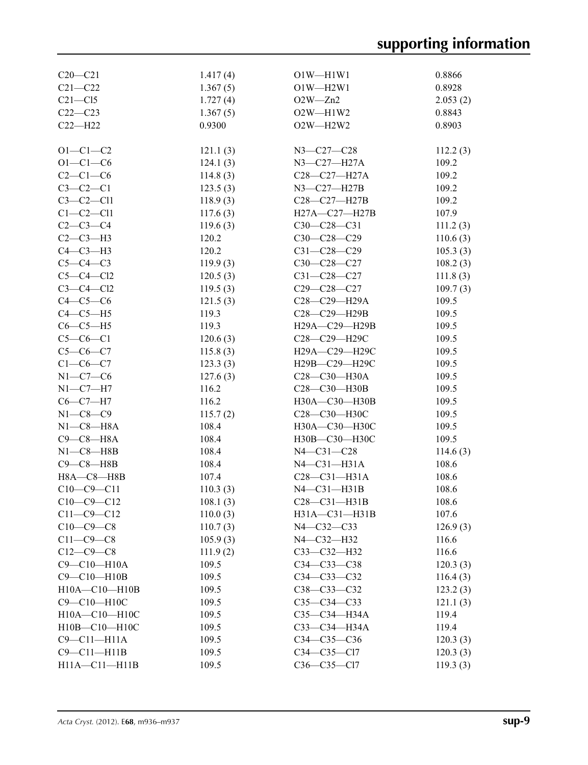| | | | |
|---|---|---|---|
| C20—C21 | 1.417 (4) | O1W—H1W1 | 0.8866 |
| C21—C22 | 1.367 (5) | O1W—H2W1 | 0.8928 |
| C21—Cl5 | 1.727 (4) | O2W—Zn2 | 2.053 (2) |
| C22—C23 | 1.367 (5) | O2W—H1W2 | 0.8843 |
| C22—H22 | 0.9300 | O2W—H2W2 | 0.8903 |
| | | | |
| O1—C1—C2 | 121.1 (3) | N3—C27—C28 | 112.2 (3) |
| O1—C1—C6 | 124.1 (3) | N3—C27—H27A | 109.2 |
| C2—C1—C6 | 114.8 (3) | C28—C27—H27A | 109.2 |
| C3—C2—C1 | 123.5 (3) | N3—C27—H27B | 109.2 |
| C3—C2—Cl1 | 118.9 (3) | C28—C27—H27B | 109.2 |
| C1—C2—Cl1 | 117.6 (3) | H27A—C27—H27B | 107.9 |
| C2—C3—C4 | 119.6 (3) | C30—C28—C31 | 111.2 (3) |
| C2—C3—H3 | 120.2 | C30—C28—C29 | 110.6 (3) |
| C4—C3—H3 | 120.2 | C31—C28—C29 | 105.3 (3) |
| C5—C4—C3 | 119.9 (3) | C30—C28—C27 | 108.2 (3) |
| C5—C4—Cl2 | 120.5 (3) | C31—C28—C27 | 111.8 (3) |
| C3—C4—Cl2 | 119.5 (3) | C29—C28—C27 | 109.7 (3) |
| C4—C5—C6 | 121.5 (3) | C28—C29—H29A | 109.5 |
| C4—C5—H5 | 119.3 | C28—C29—H29B | 109.5 |
| C6—C5—H5 | 119.3 | H29A—C29—H29B | 109.5 |
| C5—C6—C1 | 120.6 (3) | C28—C29—H29C | 109.5 |
| C5—C6—C7 | 115.8 (3) | H29A—C29—H29C | 109.5 |
| C1—C6—C7 | 123.3 (3) | H29B—C29—H29C | 109.5 |
| N1—C7—C6 | 127.6 (3) | C28—C30—H30A | 109.5 |
| N1—C7—H7 | 116.2 | C28—C30—H30B | 109.5 |
| C6—C7—H7 | 116.2 | H30A—C30—H30B | 109.5 |
| N1—C8—C9 | 115.7 (2) | C28—C30—H30C | 109.5 |
| N1—C8—H8A | 108.4 | H30A—C30—H30C | 109.5 |
| C9—C8—H8A | 108.4 | H30B—C30—H30C | 109.5 |
| N1—C8—H8B | 108.4 | N4—C31—C28 | 114.6 (3) |
| C9—C8—H8B | 108.4 | N4—C31—H31A | 108.6 |
| H8A—C8—H8B | 107.4 | C28—C31—H31A | 108.6 |
| C10—C9—C11 | 110.3 (3) | N4—C31—H31B | 108.6 |
| C10—C9—C12 | 108.1 (3) | C28—C31—H31B | 108.6 |
| C11—C9—C12 | 110.0 (3) | H31A—C31—H31B | 107.6 |
| C10—C9—C8 | 110.7 (3) | N4—C32—C33 | 126.9 (3) |
| C11—C9—C8 | 105.9 (3) | N4—C32—H32 | 116.6 |
| C12—C9—C8 | 111.9 (2) | C33—C32—H32 | 116.6 |
| C9—C10—H10A | 109.5 | C34—C33—C38 | 120.3 (3) |
| C9—C10—H10B | 109.5 | C34—C33—C32 | 116.4 (3) |
| H10A—C10—H10B | 109.5 | C38—C33—C32 | 123.2 (3) |
| C9—C10—H10C | 109.5 | C35—C34—C33 | 121.1 (3) |
| H10A—C10—H10C | 109.5 | C35—C34—H34A | 119.4 |
| H10B—C10—H10C | 109.5 | C33—C34—H34A | 119.4 |
| C9—C11—H11A | 109.5 | C34—C35—C36 | 120.3 (3) |
| C9—C11—H11B | 109.5 | C34—C35—Cl7 | 120.3 (3) |
| H11A—C11—H11B | 109.5 | C36—C35—Cl7 | 119.3 (3) |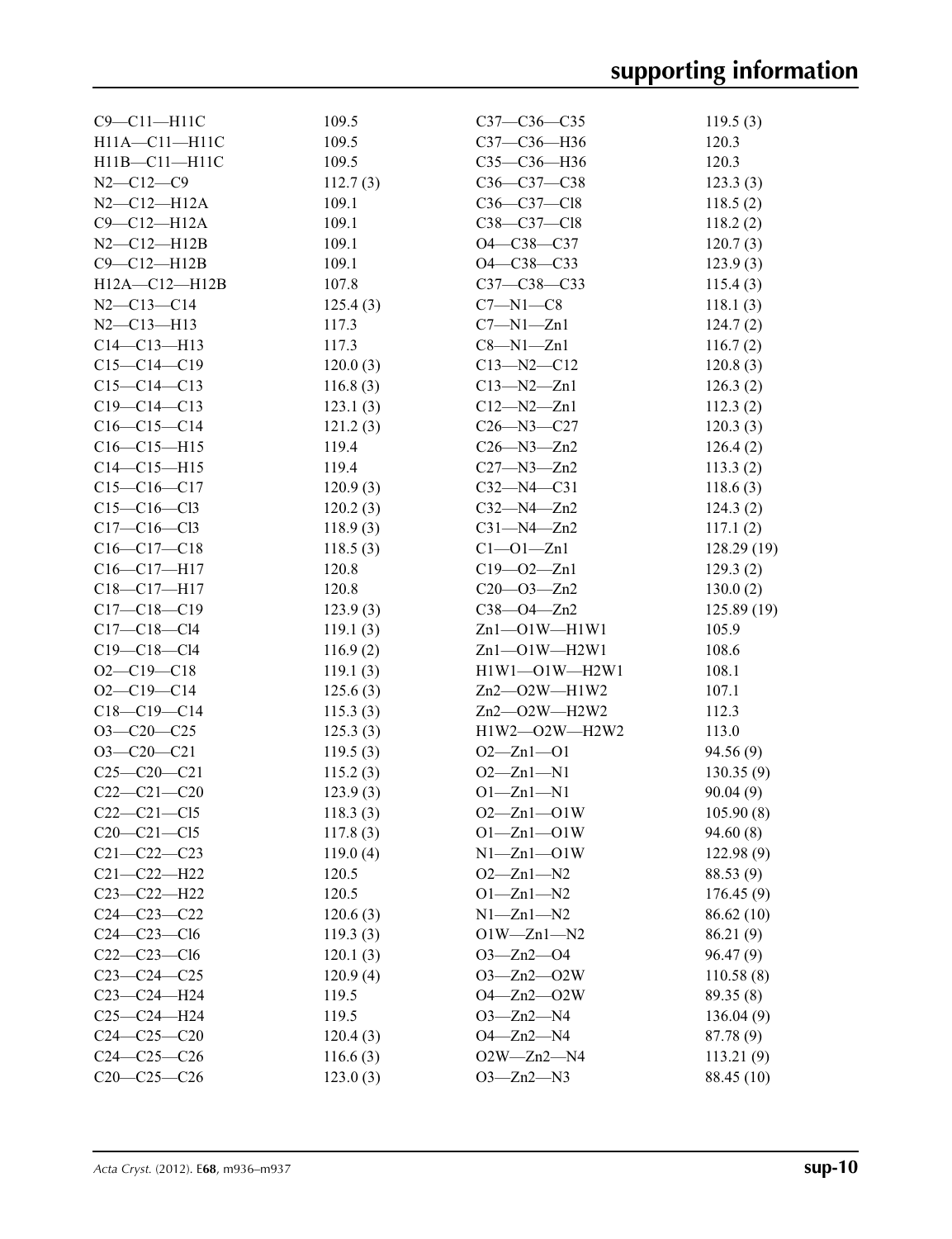| | | | |
|---|---|---|---|
| C9—C11—H11C | 109.5 | C37—C36—C35 | 119.5 (3) |
| H11A—C11—H11C | 109.5 | C37—C36—H36 | 120.3 |
| H11B—C11—H11C | 109.5 | C35—C36—H36 | 120.3 |
| N2—C12—C9 | 112.7 (3) | C36—C37—C38 | 123.3 (3) |
| N2—C12—H12A | 109.1 | C36—C37—Cl8 | 118.5 (2) |
| C9—C12—H12A | 109.1 | C38—C37—Cl8 | 118.2 (2) |
| N2—C12—H12B | 109.1 | O4—C38—C37 | 120.7 (3) |
| C9—C12—H12B | 109.1 | O4—C38—C33 | 123.9 (3) |
| H12A—C12—H12B | 107.8 | C37—C38—C33 | 115.4 (3) |
| N2—C13—C14 | 125.4 (3) | C7—N1—C8 | 118.1 (3) |
| N2—C13—H13 | 117.3 | C7—N1—Zn1 | 124.7 (2) |
| C14—C13—H13 | 117.3 | C8—N1—Zn1 | 116.7 (2) |
| C15—C14—C19 | 120.0 (3) | C13—N2—C12 | 120.8 (3) |
| C15—C14—C13 | 116.8 (3) | C13—N2—Zn1 | 126.3 (2) |
| C19—C14—C13 | 123.1 (3) | C12—N2—Zn1 | 112.3 (2) |
| C16—C15—C14 | 121.2 (3) | C26—N3—C27 | 120.3 (3) |
| C16—C15—H15 | 119.4 | C26—N3—Zn2 | 126.4 (2) |
| C14—C15—H15 | 119.4 | C27—N3—Zn2 | 113.3 (2) |
| C15—C16—C17 | 120.9 (3) | C32—N4—C31 | 118.6 (3) |
| C15—C16—Cl3 | 120.2 (3) | C32—N4—Zn2 | 124.3 (2) |
| C17—C16—Cl3 | 118.9 (3) | C31—N4—Zn2 | 117.1 (2) |
| C16—C17—C18 | 118.5 (3) | C1—O1—Zn1 | 128.29 (19) |
| C16—C17—H17 | 120.8 | C19—O2—Zn1 | 129.3 (2) |
| C18—C17—H17 | 120.8 | C20—O3—Zn2 | 130.0 (2) |
| C17—C18—C19 | 123.9 (3) | C38—O4—Zn2 | 125.89 (19) |
| C17—C18—Cl4 | 119.1 (3) | Zn1—O1W—H1W1 | 105.9 |
| C19—C18—Cl4 | 116.9 (2) | Zn1—O1W—H2W1 | 108.6 |
| O2—C19—C18 | 119.1 (3) | H1W1—O1W—H2W1 | 108.1 |
| O2—C19—C14 | 125.6 (3) | Zn2—O2W—H1W2 | 107.1 |
| C18—C19—C14 | 115.3 (3) | Zn2—O2W—H2W2 | 112.3 |
| O3—C20—C25 | 125.3 (3) | H1W2—O2W—H2W2 | 113.0 |
| O3—C20—C21 | 119.5 (3) | O2—Zn1—O1 | 94.56 (9) |
| C25—C20—C21 | 115.2 (3) | O2—Zn1—N1 | 130.35 (9) |
| C22—C21—C20 | 123.9 (3) | O1—Zn1—N1 | 90.04 (9) |
| C22—C21—Cl5 | 118.3 (3) | O2—Zn1—O1W | 105.90 (8) |
| C20—C21—Cl5 | 117.8 (3) | O1—Zn1—O1W | 94.60 (8) |
| C21—C22—C23 | 119.0 (4) | N1—Zn1—O1W | 122.98 (9) |
| C21—C22—H22 | 120.5 | O2—Zn1—N2 | 88.53 (9) |
| C23—C22—H22 | 120.5 | O1—Zn1—N2 | 176.45 (9) |
| C24—C23—C22 | 120.6 (3) | N1—Zn1—N2 | 86.62 (10) |
| C24—C23—Cl6 | 119.3 (3) | O1W—Zn1—N2 | 86.21 (9) |
| C22—C23—Cl6 | 120.1 (3) | O3—Zn2—O4 | 96.47 (9) |
| C23—C24—C25 | 120.9 (4) | O3—Zn2—O2W | 110.58 (8) |
| C23—C24—H24 | 119.5 | O4—Zn2—O2W | 89.35 (8) |
| C25—C24—H24 | 119.5 | O3—Zn2—N4 | 136.04 (9) |
| C24—C25—C20 | 120.4 (3) | O4—Zn2—N4 | 87.78 (9) |
| C24—C25—C26 | 116.6 (3) | O2W—Zn2—N4 | 113.21 (9) |
| C20—C25—C26 | 123.0 (3) | O3—Zn2—N3 | 88.45 (10) |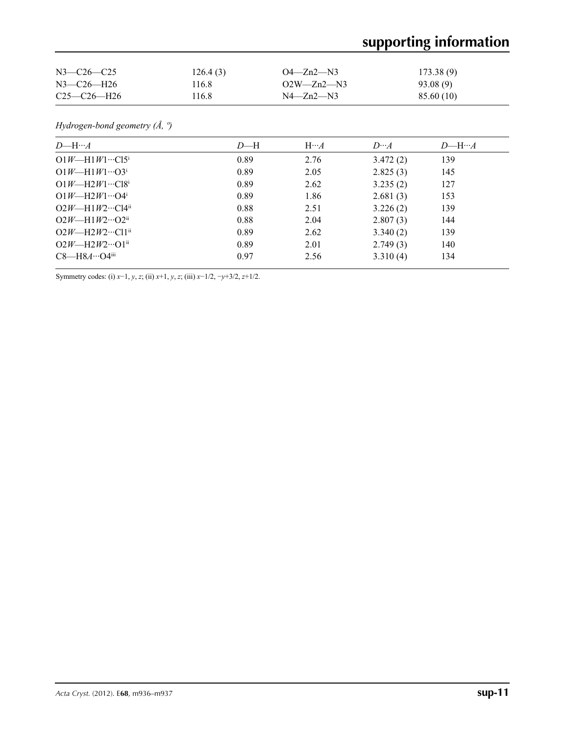| | | | |
|---|---|---|---|
| N3—C26—C25 | 126.4 (3) | O4—Zn2—N3 | 173.38 (9) |
| N3—C26—H26 | 116.8 | O2W—Zn2—N3 | 93.08 (9) |
| C25—C26—H26 | 116.8 | N4—Zn2—N3 | 85.60 (10) |

*Hydrogen-bond geometry (Å, º)*

| *D*—H···*A* | *D*—H | H···*A* | *D*···*A* | *D*—H···*A* |
|---|---|---|---|---|
| O1*W*—H1*W*1···Cl5[i] | 0.89 | 2.76 | 3.472 (2) | 139 |
| O1*W*—H1*W*1···O3[i] | 0.89 | 2.05 | 2.825 (3) | 145 |
| O1*W*—H2*W*1···Cl8[i] | 0.89 | 2.62 | 3.235 (2) | 127 |
| O1*W*—H2*W*1···O4[i] | 0.89 | 1.86 | 2.681 (3) | 153 |
| O2*W*—H1*W*2···Cl4[ii] | 0.88 | 2.51 | 3.226 (2) | 139 |
| O2*W*—H1*W*2···O2[ii] | 0.88 | 2.04 | 2.807 (3) | 144 |
| O2*W*—H2*W*2···Cl1[ii] | 0.89 | 2.62 | 3.340 (2) | 139 |
| O2*W*—H2*W*2···O1[ii] | 0.89 | 2.01 | 2.749 (3) | 140 |
| C8—H8*A*···O4[iii] | 0.97 | 2.56 | 3.310 (4) | 134 |

Symmetry codes: (i) $x-1, y, z$; (ii) $x+1, y, z$; (iii) $x-1/2, -y+3/2, z+1/2$.